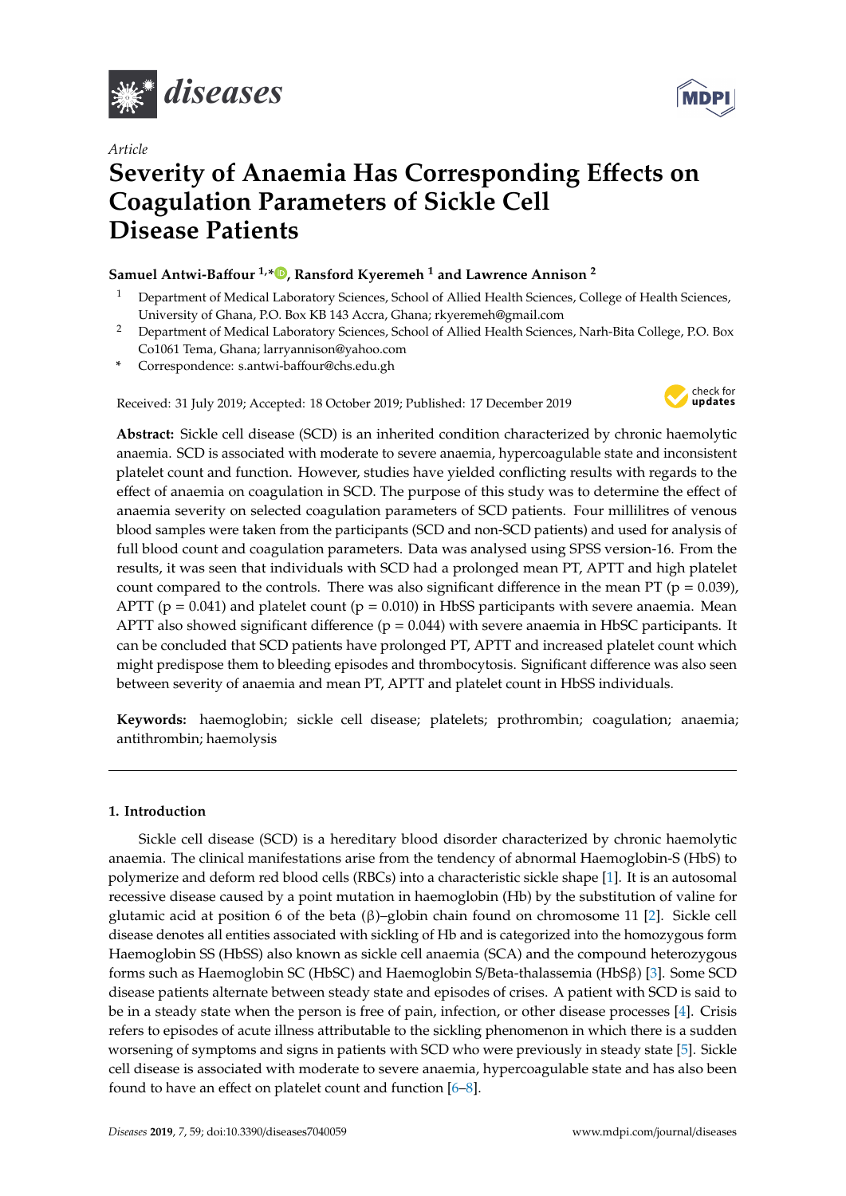*Article*

# Severity of Anaemia Has Corresponding Effects on Coagulation Parameters of Sickle Cell Disease Patients

**Samuel Antwi-Baffour [1,*], Ransford Kyeremeh [1] and Lawrence Annison [2]**

[1] Department of Medical Laboratory Sciences, School of Allied Health Sciences, College of Health Sciences, University of Ghana, P.O. Box KB 143 Accra, Ghana; rkyeremeh@gmail.com

[2] Department of Medical Laboratory Sciences, School of Allied Health Sciences, Narh-Bita College, P.O. Box Co1061 Tema, Ghana; larryannison@yahoo.com

\* Correspondence: s.antwi-baffour@chs.edu.gh

Received: 31 July 2019; Accepted: 18 October 2019; Published: 17 December 2019

**Abstract:** Sickle cell disease (SCD) is an inherited condition characterized by chronic haemolytic anaemia. SCD is associated with moderate to severe anaemia, hypercoagulable state and inconsistent platelet count and function. However, studies have yielded conflicting results with regards to the effect of anaemia on coagulation in SCD. The purpose of this study was to determine the effect of anaemia severity on selected coagulation parameters of SCD patients. Four millilitres of venous blood samples were taken from the participants (SCD and non-SCD patients) and used for analysis of full blood count and coagulation parameters. Data was analysed using SPSS version-16. From the results, it was seen that individuals with SCD had a prolonged mean PT, APTT and high platelet count compared to the controls. There was also significant difference in the mean PT ($p = 0.039$), APTT ($p = 0.041$) and platelet count ($p = 0.010$) in HbSS participants with severe anaemia. Mean APTT also showed significant difference ($p = 0.044$) with severe anaemia in HbSC participants. It can be concluded that SCD patients have prolonged PT, APTT and increased platelet count which might predispose them to bleeding episodes and thrombocytosis. Significant difference was also seen between severity of anaemia and mean PT, APTT and platelet count in HbSS individuals.

**Keywords:** haemoglobin; sickle cell disease; platelets; prothrombin; coagulation; anaemia; antithrombin; haemolysis

## 1. Introduction

Sickle cell disease (SCD) is a hereditary blood disorder characterized by chronic haemolytic anaemia. The clinical manifestations arise from the tendency of abnormal Haemoglobin-S (HbS) to polymerize and deform red blood cells (RBCs) into a characteristic sickle shape [1]. It is an autosomal recessive disease caused by a point mutation in haemoglobin (Hb) by the substitution of valine for glutamic acid at position 6 of the beta (β)–globin chain found on chromosome 11 [2]. Sickle cell disease denotes all entities associated with sickling of Hb and is categorized into the homozygous form Haemoglobin SS (HbSS) also known as sickle cell anaemia (SCA) and the compound heterozygous forms such as Haemoglobin SC (HbSC) and Haemoglobin S/Beta-thalassemia (HbSβ) [3]. Some SCD disease patients alternate between steady state and episodes of crises. A patient with SCD is said to be in a steady state when the person is free of pain, infection, or other disease processes [4]. Crisis refers to episodes of acute illness attributable to the sickling phenomenon in which there is a sudden worsening of symptoms and signs in patients with SCD who were previously in steady state [5]. Sickle cell disease is associated with moderate to severe anaemia, hypercoagulable state and has also been found to have an effect on platelet count and function [6–8].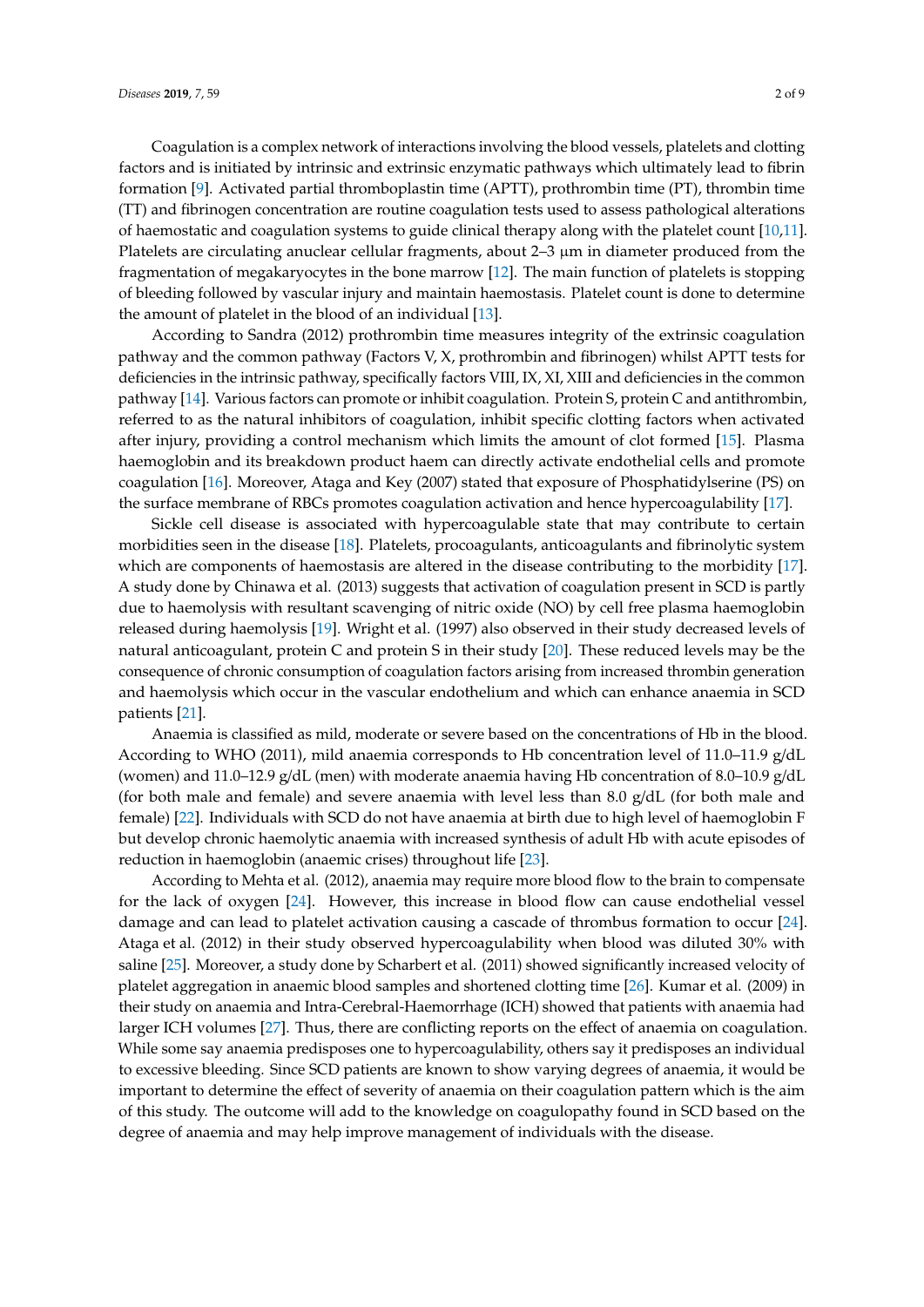Coagulation is a complex network of interactions involving the blood vessels, platelets and clotting factors and is initiated by intrinsic and extrinsic enzymatic pathways which ultimately lead to fibrin formation [9]. Activated partial thromboplastin time (APTT), prothrombin time (PT), thrombin time (TT) and fibrinogen concentration are routine coagulation tests used to assess pathological alterations of haemostatic and coagulation systems to guide clinical therapy along with the platelet count [10,11]. Platelets are circulating anuclear cellular fragments, about 2–3 µm in diameter produced from the fragmentation of megakaryocytes in the bone marrow [12]. The main function of platelets is stopping of bleeding followed by vascular injury and maintain haemostasis. Platelet count is done to determine the amount of platelet in the blood of an individual [13].

According to Sandra (2012) prothrombin time measures integrity of the extrinsic coagulation pathway and the common pathway (Factors V, X, prothrombin and fibrinogen) whilst APTT tests for deficiencies in the intrinsic pathway, specifically factors VIII, IX, XI, XIII and deficiencies in the common pathway [14]. Various factors can promote or inhibit coagulation. Protein S, protein C and antithrombin, referred to as the natural inhibitors of coagulation, inhibit specific clotting factors when activated after injury, providing a control mechanism which limits the amount of clot formed [15]. Plasma haemoglobin and its breakdown product haem can directly activate endothelial cells and promote coagulation [16]. Moreover, Ataga and Key (2007) stated that exposure of Phosphatidylserine (PS) on the surface membrane of RBCs promotes coagulation activation and hence hypercoagulability [17].

Sickle cell disease is associated with hypercoagulable state that may contribute to certain morbidities seen in the disease [18]. Platelets, procoagulants, anticoagulants and fibrinolytic system which are components of haemostasis are altered in the disease contributing to the morbidity [17]. A study done by Chinawa et al. (2013) suggests that activation of coagulation present in SCD is partly due to haemolysis with resultant scavenging of nitric oxide (NO) by cell free plasma haemoglobin released during haemolysis [19]. Wright et al. (1997) also observed in their study decreased levels of natural anticoagulant, protein C and protein S in their study [20]. These reduced levels may be the consequence of chronic consumption of coagulation factors arising from increased thrombin generation and haemolysis which occur in the vascular endothelium and which can enhance anaemia in SCD patients [21].

Anaemia is classified as mild, moderate or severe based on the concentrations of Hb in the blood. According to WHO (2011), mild anaemia corresponds to Hb concentration level of 11.0–11.9 g/dL (women) and 11.0–12.9 g/dL (men) with moderate anaemia having Hb concentration of 8.0–10.9 g/dL (for both male and female) and severe anaemia with level less than 8.0 g/dL (for both male and female) [22]. Individuals with SCD do not have anaemia at birth due to high level of haemoglobin F but develop chronic haemolytic anaemia with increased synthesis of adult Hb with acute episodes of reduction in haemoglobin (anaemic crises) throughout life [23].

According to Mehta et al. (2012), anaemia may require more blood flow to the brain to compensate for the lack of oxygen [24]. However, this increase in blood flow can cause endothelial vessel damage and can lead to platelet activation causing a cascade of thrombus formation to occur [24]. Ataga et al. (2012) in their study observed hypercoagulability when blood was diluted 30% with saline [25]. Moreover, a study done by Scharbert et al. (2011) showed significantly increased velocity of platelet aggregation in anaemic blood samples and shortened clotting time [26]. Kumar et al. (2009) in their study on anaemia and Intra-Cerebral-Haemorrhage (ICH) showed that patients with anaemia had larger ICH volumes [27]. Thus, there are conflicting reports on the effect of anaemia on coagulation. While some say anaemia predisposes one to hypercoagulability, others say it predisposes an individual to excessive bleeding. Since SCD patients are known to show varying degrees of anaemia, it would be important to determine the effect of severity of anaemia on their coagulation pattern which is the aim of this study. The outcome will add to the knowledge on coagulopathy found in SCD based on the degree of anaemia and may help improve management of individuals with the disease.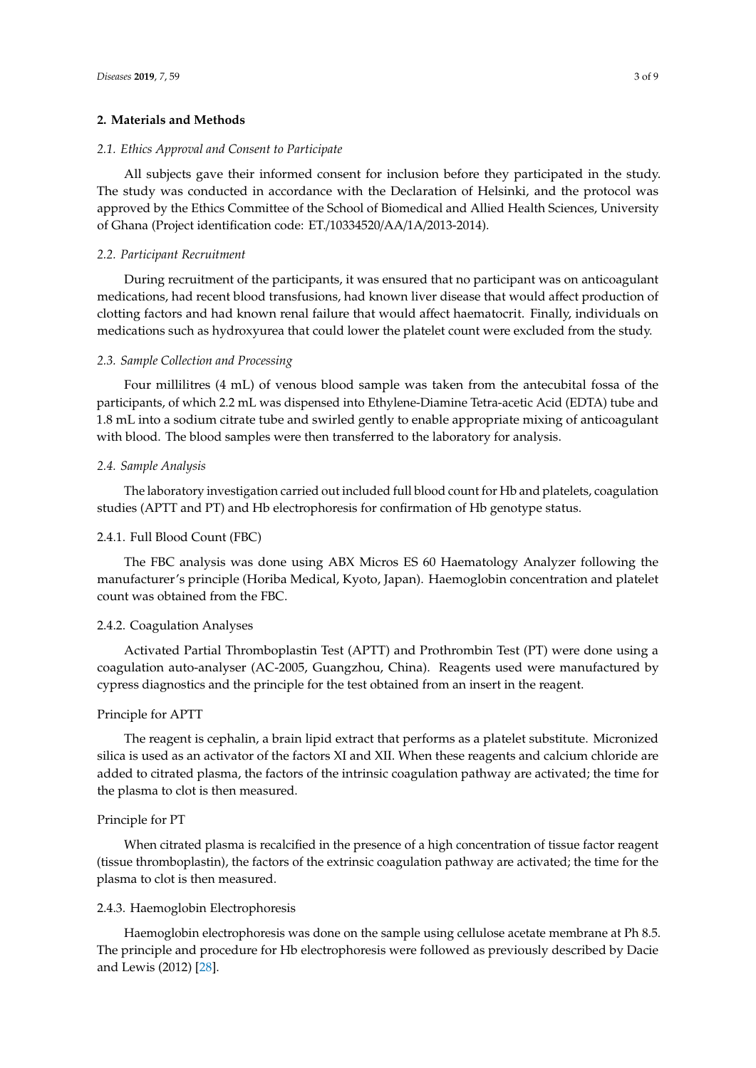## 2. Materials and Methods

### 2.1. Ethics Approval and Consent to Participate

All subjects gave their informed consent for inclusion before they participated in the study. The study was conducted in accordance with the Declaration of Helsinki, and the protocol was approved by the Ethics Committee of the School of Biomedical and Allied Health Sciences, University of Ghana (Project identification code: ET./10334520/AA/1A/2013-2014).

### 2.2. Participant Recruitment

During recruitment of the participants, it was ensured that no participant was on anticoagulant medications, had recent blood transfusions, had known liver disease that would affect production of clotting factors and had known renal failure that would affect haematocrit. Finally, individuals on medications such as hydroxyurea that could lower the platelet count were excluded from the study.

### 2.3. Sample Collection and Processing

Four millilitres (4 mL) of venous blood sample was taken from the antecubital fossa of the participants, of which 2.2 mL was dispensed into Ethylene-Diamine Tetra-acetic Acid (EDTA) tube and 1.8 mL into a sodium citrate tube and swirled gently to enable appropriate mixing of anticoagulant with blood. The blood samples were then transferred to the laboratory for analysis.

### 2.4. Sample Analysis

The laboratory investigation carried out included full blood count for Hb and platelets, coagulation studies (APTT and PT) and Hb electrophoresis for confirmation of Hb genotype status.

#### 2.4.1. Full Blood Count (FBC)

The FBC analysis was done using ABX Micros ES 60 Haematology Analyzer following the manufacturer's principle (Horiba Medical, Kyoto, Japan). Haemoglobin concentration and platelet count was obtained from the FBC.

#### 2.4.2. Coagulation Analyses

Activated Partial Thromboplastin Test (APTT) and Prothrombin Test (PT) were done using a coagulation auto-analyser (AC-2005, Guangzhou, China). Reagents used were manufactured by cypress diagnostics and the principle for the test obtained from an insert in the reagent.

##### Principle for APTT

The reagent is cephalin, a brain lipid extract that performs as a platelet substitute. Micronized silica is used as an activator of the factors XI and XII. When these reagents and calcium chloride are added to citrated plasma, the factors of the intrinsic coagulation pathway are activated; the time for the plasma to clot is then measured.

##### Principle for PT

When citrated plasma is recalcified in the presence of a high concentration of tissue factor reagent (tissue thromboplastin), the factors of the extrinsic coagulation pathway are activated; the time for the plasma to clot is then measured.

#### 2.4.3. Haemoglobin Electrophoresis

Haemoglobin electrophoresis was done on the sample using cellulose acetate membrane at Ph 8.5. The principle and procedure for Hb electrophoresis were followed as previously described by Dacie and Lewis (2012) [28].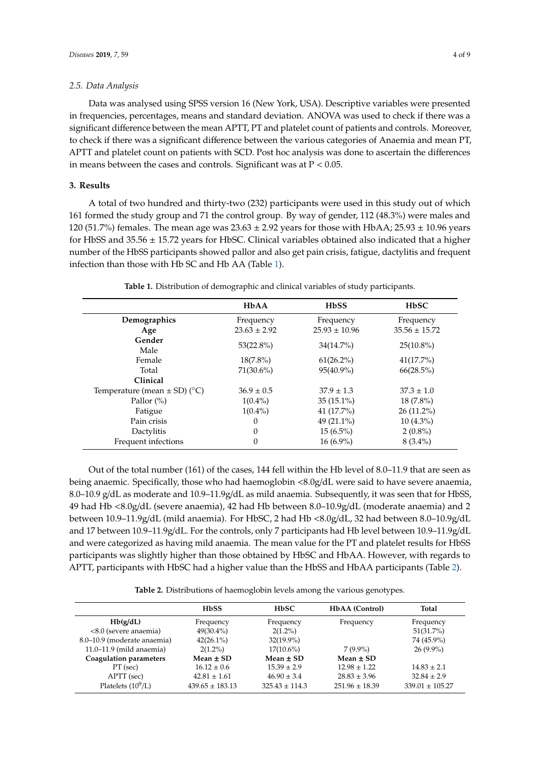### 2.5. Data Analysis

Data was analysed using SPSS version 16 (New York, USA). Descriptive variables were presented in frequencies, percentages, means and standard deviation. ANOVA was used to check if there was a significant difference between the mean APTT, PT and platelet count of patients and controls. Moreover, to check if there was a significant difference between the various categories of Anaemia and mean PT, APTT and platelet count on patients with SCD. Post hoc analysis was done to ascertain the differences in means between the cases and controls. Significant was at $P < 0.05$.

## 3. Results

A total of two hundred and thirty-two (232) participants were used in this study out of which 161 formed the study group and 71 the control group. By way of gender, 112 (48.3%) were males and 120 (51.7%) females. The mean age was 23.63 ± 2.92 years for those with HbAA; 25.93 ± 10.96 years for HbSS and 35.56 ± 15.72 years for HbSC. Clinical variables obtained also indicated that a higher number of the HbSS participants showed pallor and also get pain crisis, fatigue, dactylitis and frequent infection than those with Hb SC and Hb AA (Table 1).

**Table 1.** Distribution of demographic and clinical variables of study participants.

| | HbAA | HbSS | HbSC |
|---|---|---|---|
| **Demographics** | Frequency | Frequency | Frequency |
| **Age** | 23.63 ± 2.92 | 25.93 ± 10.96 | 35.56 ± 15.72 |
| **Gender** Male | 53(22.8%) | 34(14.7%) | 25(10.8%) |
| Female | 18(7.8%) | 61(26.2%) | 41(17.7%) |
| Total | 71(30.6%) | 95(40.9%) | 66(28.5%) |
| **Clinical** | | | |
| Temperature (mean ± SD) (°C) | 36.9 ± 0.5 | 37.9 ± 1.3 | 37.3 ± 1.0 |
| Pallor (%) | 1(0.4%) | 35 (15.1%) | 18 (7.8%) |
| Fatigue | 1(0.4%) | 41 (17.7%) | 26 (11.2%) |
| Pain crisis | 0 | 49 (21.1%) | 10 (4.3%) |
| Dactylitis | 0 | 15 (6.5%) | 2 (0.8%) |
| Frequent infections | 0 | 16 (6.9%) | 8 (3.4%) |

Out of the total number (161) of the cases, 144 fell within the Hb level of 8.0–11.9 that are seen as being anaemic. Specifically, those who had haemoglobin <8.0g/dL were said to have severe anaemia, 8.0–10.9 g/dL as moderate and 10.9–11.9g/dL as mild anaemia. Subsequently, it was seen that for HbSS, 49 had Hb <8.0g/dL (severe anaemia), 42 had Hb between 8.0–10.9g/dL (moderate anaemia) and 2 between 10.9–11.9g/dL (mild anaemia). For HbSC, 2 had Hb <8.0g/dL, 32 had between 8.0–10.9g/dL and 17 between 10.9–11.9g/dL. For the controls, only 7 participants had Hb level between 10.9–11.9g/dL and were categorized as having mild anaemia. The mean value for the PT and platelet results for HbSS participants was slightly higher than those obtained by HbSC and HbAA. However, with regards to APTT, participants with HbSC had a higher value than the HbSS and HbAA participants (Table 2).

**Table 2.** Distributions of haemoglobin levels among the various genotypes.

| | HbSS | HbSC | HbAA (Control) | Total |
|---|---|---|---|---|
| **Hb(g/dL)** | Frequency | Frequency | Frequency | Frequency |
| <8.0 (severe anaemia) | 49(30.4%) | 2(1.2%) | | 51(31.7%) |
| 8.0–10.9 (moderate anaemia) | 42(26.1%) | 32(19.9%) | | 74 (45.9%) |
| 11.0–11.9 (mild anaemia) | 2(1.2%) | 17(10.6%) | 7 (9.9%) | 26 (9.9%) |
| **Coagulation parameters** | **Mean ± SD** | **Mean ± SD** | **Mean ± SD** | |
| PT (sec) | 16.12 ± 0.6 | 15.39 ± 2.9 | 12.98 ± 1.22 | 14.83 ± 2.1 |
| APTT (sec) | 42.81 ± 1.61 | 46.90 ± 3.4 | 28.83 ± 3.96 | 32.84 ± 2.9 |
| Platelets ($10^9$/L) | 439.65 ± 183.13 | 325.43 ± 114.3 | 251.96 ± 18.39 | 339.01 ± 105.27 |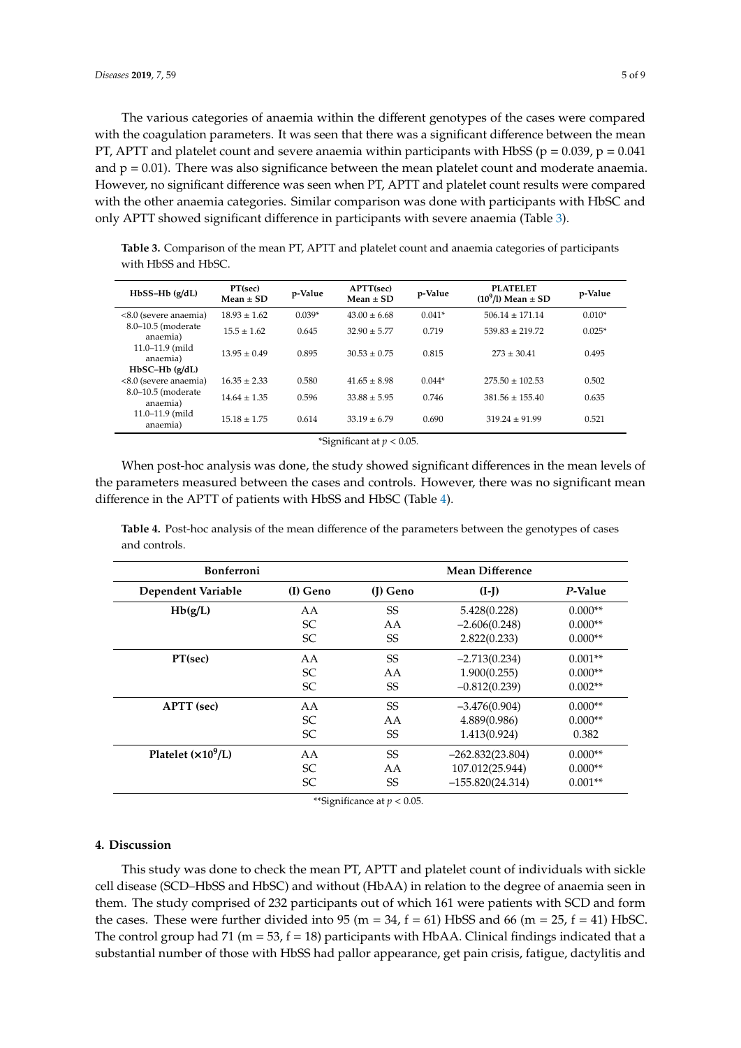The various categories of anaemia within the different genotypes of the cases were compared with the coagulation parameters. It was seen that there was a significant difference between the mean PT, APTT and platelet count and severe anaemia within participants with HbSS ($p = 0.039$, $p = 0.041$ and $p = 0.01$). There was also significance between the mean platelet count and moderate anaemia. However, no significant difference was seen when PT, APTT and platelet count results were compared with the other anaemia categories. Similar comparison was done with participants with HbSC and only APTT showed significant difference in participants with severe anaemia (Table 3).

**Table 3.** Comparison of the mean PT, APTT and platelet count and anaemia categories of participants with HbSS and HbSC.

| HbSS–Hb (g/dL) | PT(sec) Mean ± SD | p-Value | APTT(sec) Mean ± SD | p-Value | PLATELET ($10^9$/l) Mean ± SD | p-Value |
|---|---|---|---|---|---|---|
| <8.0 (severe anaemia) | 18.93 ± 1.62 | 0.039* | 43.00 ± 6.68 | 0.041* | 506.14 ± 171.14 | 0.010* |
| 8.0–10.5 (moderate anaemia) | 15.5 ± 1.62 | 0.645 | 32.90 ± 5.77 | 0.719 | 539.83 ± 219.72 | 0.025* |
| 11.0–11.9 (mild anaemia) | 13.95 ± 0.49 | 0.895 | 30.53 ± 0.75 | 0.815 | 273 ± 30.41 | 0.495 |
| **HbSC–Hb (g/dL)** | | | | | | |
| <8.0 (severe anaemia) | 16.35 ± 2.33 | 0.580 | 41.65 ± 8.98 | 0.044* | 275.50 ± 102.53 | 0.502 |
| 8.0–10.5 (moderate anaemia) | 14.64 ± 1.35 | 0.596 | 33.88 ± 5.95 | 0.746 | 381.56 ± 155.40 | 0.635 |
| 11.0–11.9 (mild anaemia) | 15.18 ± 1.75 | 0.614 | 33.19 ± 6.79 | 0.690 | 319.24 ± 91.99 | 0.521 |

*Significant at $p < 0.05$.

When post-hoc analysis was done, the study showed significant differences in the mean levels of the parameters measured between the cases and controls. However, there was no significant mean difference in the APTT of patients with HbSS and HbSC (Table 4).

**Table 4.** Post-hoc analysis of the mean difference of the parameters between the genotypes of cases and controls.

| Bonferroni | | | Mean Difference | |
|---|---|---|---|---|
| **Dependent Variable** | **(I) Geno** | **(J) Geno** | **(I-J)** | ***P*-Value** |
| **Hb(g/L)** | AA | SS | 5.428(0.228) | 0.000** |
| | SC | AA | −2.606(0.248) | 0.000** |
| | SC | SS | 2.822(0.233) | 0.000** |
| **PT(sec)** | AA | SS | −2.713(0.234) | 0.001** |
| | SC | AA | 1.900(0.255) | 0.000** |
| | SC | SS | −0.812(0.239) | 0.002** |
| **APTT (sec)** | AA | SS | −3.476(0.904) | 0.000** |
| | SC | AA | 4.889(0.986) | 0.000** |
| | SC | SS | 1.413(0.924) | 0.382 |
| **Platelet (×$10^9$/L)** | AA | SS | −262.832(23.804) | 0.000** |
| | SC | AA | 107.012(25.944) | 0.000** |
| | SC | SS | −155.820(24.314) | 0.001** |

**Significance at $p < 0.05$.

## 4. Discussion

This study was done to check the mean PT, APTT and platelet count of individuals with sickle cell disease (SCD–HbSS and HbSC) and without (HbAA) in relation to the degree of anaemia seen in them. The study comprised of 232 participants out of which 161 were patients with SCD and form the cases. These were further divided into 95 (m = 34, f = 61) HbSS and 66 (m = 25, f = 41) HbSC. The control group had 71 (m = 53, f = 18) participants with HbAA. Clinical findings indicated that a substantial number of those with HbSS had pallor appearance, get pain crisis, fatigue, dactylitis and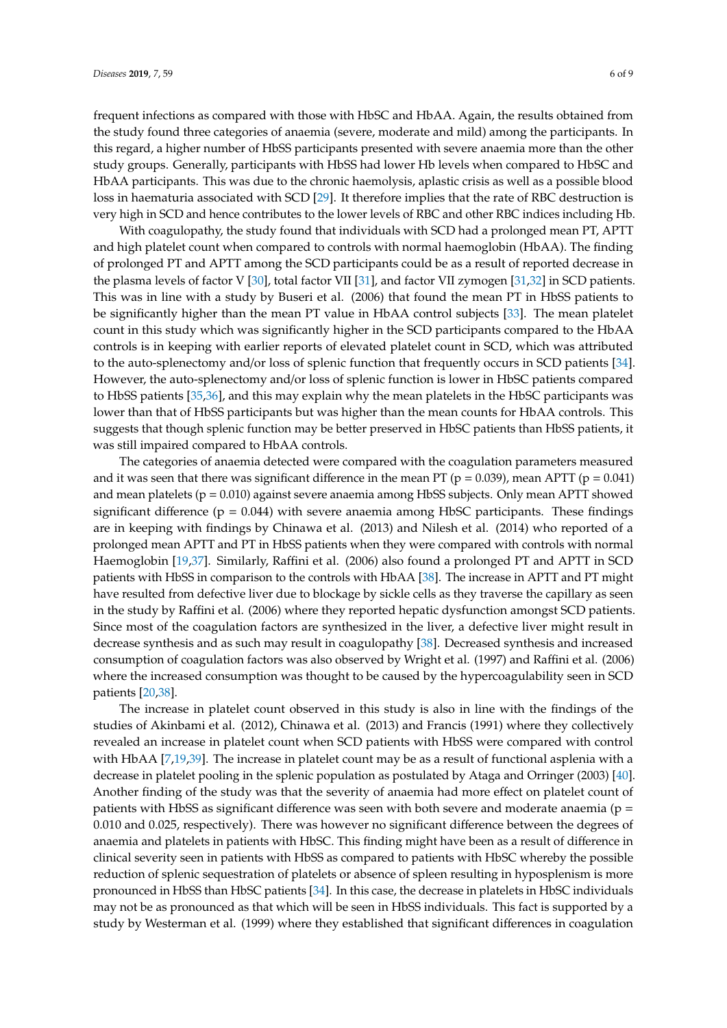frequent infections as compared with those with HbSC and HbAA. Again, the results obtained from the study found three categories of anaemia (severe, moderate and mild) among the participants. In this regard, a higher number of HbSS participants presented with severe anaemia more than the other study groups. Generally, participants with HbSS had lower Hb levels when compared to HbSC and HbAA participants. This was due to the chronic haemolysis, aplastic crisis as well as a possible blood loss in haematuria associated with SCD [29]. It therefore implies that the rate of RBC destruction is very high in SCD and hence contributes to the lower levels of RBC and other RBC indices including Hb.

With coagulopathy, the study found that individuals with SCD had a prolonged mean PT, APTT and high platelet count when compared to controls with normal haemoglobin (HbAA). The finding of prolonged PT and APTT among the SCD participants could be as a result of reported decrease in the plasma levels of factor V [30], total factor VII [31], and factor VII zymogen [31,32] in SCD patients. This was in line with a study by Buseri et al. (2006) that found the mean PT in HbSS patients to be significantly higher than the mean PT value in HbAA control subjects [33]. The mean platelet count in this study which was significantly higher in the SCD participants compared to the HbAA controls is in keeping with earlier reports of elevated platelet count in SCD, which was attributed to the auto-splenectomy and/or loss of splenic function that frequently occurs in SCD patients [34]. However, the auto-splenectomy and/or loss of splenic function is lower in HbSC patients compared to HbSS patients [35,36], and this may explain why the mean platelets in the HbSC participants was lower than that of HbSS participants but was higher than the mean counts for HbAA controls. This suggests that though splenic function may be better preserved in HbSC patients than HbSS patients, it was still impaired compared to HbAA controls.

The categories of anaemia detected were compared with the coagulation parameters measured and it was seen that there was significant difference in the mean PT ($p = 0.039$), mean APTT ($p = 0.041$) and mean platelets ($p = 0.010$) against severe anaemia among HbSS subjects. Only mean APTT showed significant difference ($p = 0.044$) with severe anaemia among HbSC participants. These findings are in keeping with findings by Chinawa et al. (2013) and Nilesh et al. (2014) who reported of a prolonged mean APTT and PT in HbSS patients when they were compared with controls with normal Haemoglobin [19,37]. Similarly, Raffini et al. (2006) also found a prolonged PT and APTT in SCD patients with HbSS in comparison to the controls with HbAA [38]. The increase in APTT and PT might have resulted from defective liver due to blockage by sickle cells as they traverse the capillary as seen in the study by Raffini et al. (2006) where they reported hepatic dysfunction amongst SCD patients. Since most of the coagulation factors are synthesized in the liver, a defective liver might result in decrease synthesis and as such may result in coagulopathy [38]. Decreased synthesis and increased consumption of coagulation factors was also observed by Wright et al. (1997) and Raffini et al. (2006) where the increased consumption was thought to be caused by the hypercoagulability seen in SCD patients [20,38].

The increase in platelet count observed in this study is also in line with the findings of the studies of Akinbami et al. (2012), Chinawa et al. (2013) and Francis (1991) where they collectively revealed an increase in platelet count when SCD patients with HbSS were compared with control with HbAA [7,19,39]. The increase in platelet count may be as a result of functional asplenia with a decrease in platelet pooling in the splenic population as postulated by Ataga and Orringer (2003) [40]. Another finding of the study was that the severity of anaemia had more effect on platelet count of patients with HbSS as significant difference was seen with both severe and moderate anaemia ($p = 0.010$ and $0.025$, respectively). There was however no significant difference between the degrees of anaemia and platelets in patients with HbSC. This finding might have been as a result of difference in clinical severity seen in patients with HbSS as compared to patients with HbSC whereby the possible reduction of splenic sequestration of platelets or absence of spleen resulting in hyposplenism is more pronounced in HbSS than HbSC patients [34]. In this case, the decrease in platelets in HbSC individuals may not be as pronounced as that which will be seen in HbSS individuals. This fact is supported by a study by Westerman et al. (1999) where they established that significant differences in coagulation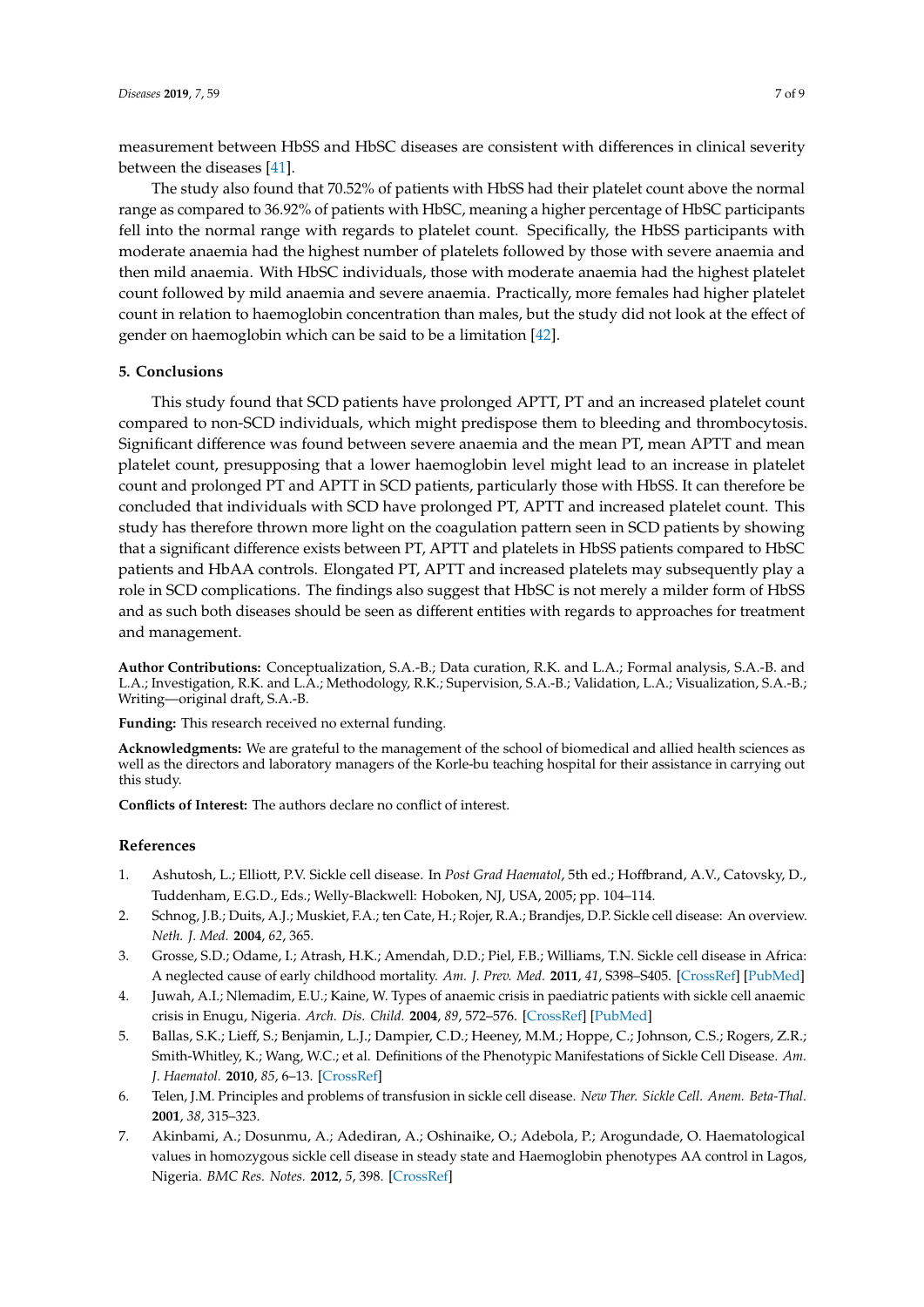measurement between HbSS and HbSC diseases are consistent with differences in clinical severity between the diseases [41].

The study also found that 70.52% of patients with HbSS had their platelet count above the normal range as compared to 36.92% of patients with HbSC, meaning a higher percentage of HbSC participants fell into the normal range with regards to platelet count. Specifically, the HbSS participants with moderate anaemia had the highest number of platelets followed by those with severe anaemia and then mild anaemia. With HbSC individuals, those with moderate anaemia had the highest platelet count followed by mild anaemia and severe anaemia. Practically, more females had higher platelet count in relation to haemoglobin concentration than males, but the study did not look at the effect of gender on haemoglobin which can be said to be a limitation [42].

## 5. Conclusions

This study found that SCD patients have prolonged APTT, PT and an increased platelet count compared to non-SCD individuals, which might predispose them to bleeding and thrombocytosis. Significant difference was found between severe anaemia and the mean PT, mean APTT and mean platelet count, presupposing that a lower haemoglobin level might lead to an increase in platelet count and prolonged PT and APTT in SCD patients, particularly those with HbSS. It can therefore be concluded that individuals with SCD have prolonged PT, APTT and increased platelet count. This study has therefore thrown more light on the coagulation pattern seen in SCD patients by showing that a significant difference exists between PT, APTT and platelets in HbSS patients compared to HbSC patients and HbAA controls. Elongated PT, APTT and increased platelets may subsequently play a role in SCD complications. The findings also suggest that HbSC is not merely a milder form of HbSS and as such both diseases should be seen as different entities with regards to approaches for treatment and management.

**Author Contributions:** Conceptualization, S.A.-B.; Data curation, R.K. and L.A.; Formal analysis, S.A.-B. and L.A.; Investigation, R.K. and L.A.; Methodology, R.K.; Supervision, S.A.-B.; Validation, L.A.; Visualization, S.A.-B.; Writing—original draft, S.A.-B.

**Funding:** This research received no external funding.

**Acknowledgments:** We are grateful to the management of the school of biomedical and allied health sciences as well as the directors and laboratory managers of the Korle-bu teaching hospital for their assistance in carrying out this study.

**Conflicts of Interest:** The authors declare no conflict of interest.

## References

1. Ashutosh, L.; Elliott, P.V. Sickle cell disease. In *Post Grad Haematol*, 5th ed.; Hoffbrand, A.V., Catovsky, D., Tuddenham, E.G.D., Eds.; Welly-Blackwell: Hoboken, NJ, USA, 2005; pp. 104–114.
2. Schnog, J.B.; Duits, A.J.; Muskiet, F.A.; ten Cate, H.; Rojer, R.A.; Brandjes, D.P. Sickle cell disease: An overview. *Neth. J. Med.* **2004**, *62*, 365.
3. Grosse, S.D.; Odame, I.; Atrash, H.K.; Amendah, D.D.; Piel, F.B.; Williams, T.N. Sickle cell disease in Africa: A neglected cause of early childhood mortality. *Am. J. Prev. Med.* **2011**, *41*, S398–S405. [CrossRef] [PubMed]
4. Juwah, A.I.; Nlemadim, E.U.; Kaine, W. Types of anaemic crisis in paediatric patients with sickle cell anaemic crisis in Enugu, Nigeria. *Arch. Dis. Child.* **2004**, *89*, 572–576. [CrossRef] [PubMed]
5. Ballas, S.K.; Lieff, S.; Benjamin, L.J.; Dampier, C.D.; Heeney, M.M.; Hoppe, C.; Johnson, C.S.; Rogers, Z.R.; Smith-Whitley, K.; Wang, W.C.; et al. Definitions of the Phenotypic Manifestations of Sickle Cell Disease. *Am. J. Haematol.* **2010**, *85*, 6–13. [CrossRef]
6. Telen, J.M. Principles and problems of transfusion in sickle cell disease. *New Ther. Sickle Cell. Anem. Beta-Thal.* **2001**, *38*, 315–323.
7. Akinbami, A.; Dosunmu, A.; Adediran, A.; Oshinaike, O.; Adebola, P.; Arogundade, O. Haematological values in homozygous sickle cell disease in steady state and Haemoglobin phenotypes AA control in Lagos, Nigeria. *BMC Res. Notes.* **2012**, *5*, 398. [CrossRef]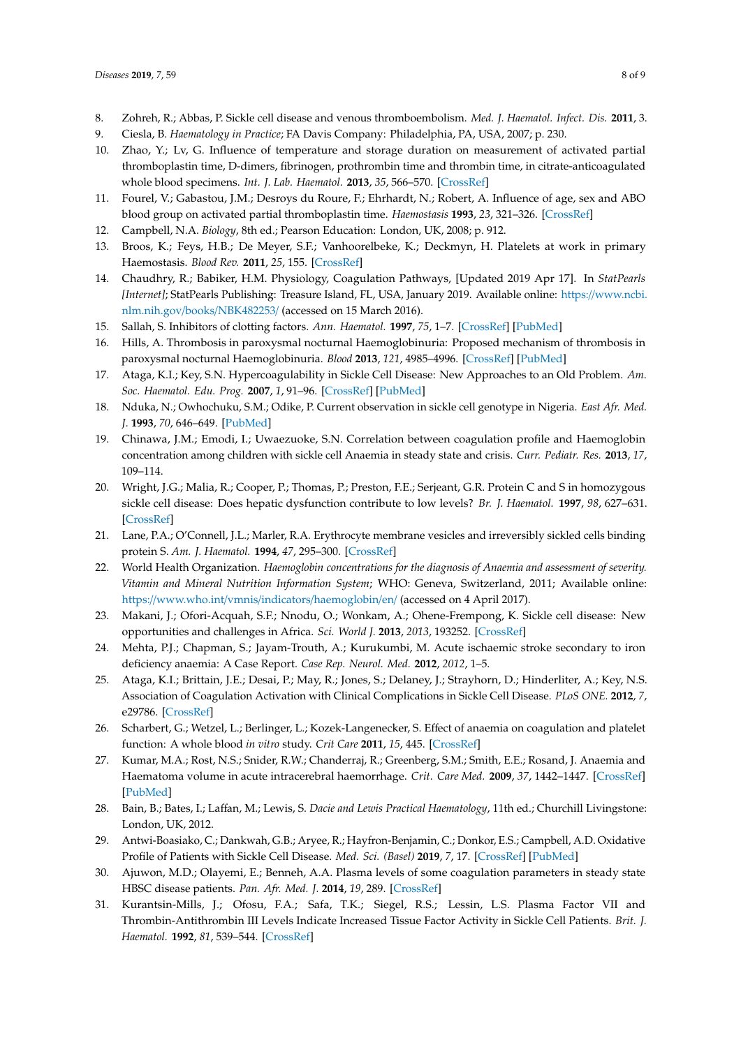8. Zohreh, R.; Abbas, P. Sickle cell disease and venous thromboembolism. *Med. J. Haematol. Infect. Dis.* **2011**, 3.
9. Ciesla, B. *Haematology in Practice*; FA Davis Company: Philadelphia, PA, USA, 2007; p. 230.
10. Zhao, Y.; Lv, G. Influence of temperature and storage duration on measurement of activated partial thromboplastin time, D-dimers, fibrinogen, prothrombin time and thrombin time, in citrate-anticoagulated whole blood specimens. *Int. J. Lab. Haematol.* **2013**, *35*, 566–570. [CrossRef]
11. Fourel, V.; Gabastou, J.M.; Desroys du Roure, F.; Ehrhardt, N.; Robert, A. Influence of age, sex and ABO blood group on activated partial thromboplastin time. *Haemostasis* **1993**, *23*, 321–326. [CrossRef]
12. Campbell, N.A. *Biology*, 8th ed.; Pearson Education: London, UK, 2008; p. 912.
13. Broos, K.; Feys, H.B.; De Meyer, S.F.; Vanhoorelbeke, K.; Deckmyn, H. Platelets at work in primary Haemostasis. *Blood Rev.* **2011**, *25*, 155. [CrossRef]
14. Chaudhry, R.; Babiker, H.M. Physiology, Coagulation Pathways, [Updated 2019 Apr 17]. In *StatPearls [Internet]*; StatPearls Publishing: Treasure Island, FL, USA, January 2019. Available online: https://www.ncbi.nlm.nih.gov/books/NBK482253/ (accessed on 15 March 2016).
15. Sallah, S. Inhibitors of clotting factors. *Ann. Haematol.* **1997**, *75*, 1–7. [CrossRef] [PubMed]
16. Hills, A. Thrombosis in paroxysmal nocturnal Haemoglobinuria: Proposed mechanism of thrombosis in paroxysmal nocturnal Haemoglobinuria. *Blood* **2013**, *121*, 4985–4996. [CrossRef] [PubMed]
17. Ataga, K.I.; Key, S.N. Hypercoagulability in Sickle Cell Disease: New Approaches to an Old Problem. *Am. Soc. Haematol. Edu. Prog.* **2007**, *1*, 91–96. [CrossRef] [PubMed]
18. Nduka, N.; Owhochuku, S.M.; Odike, P. Current observation in sickle cell genotype in Nigeria. *East Afr. Med. J.* **1993**, *70*, 646–649. [PubMed]
19. Chinawa, J.M.; Emodi, I.; Uwaezuoke, S.N. Correlation between coagulation profile and Haemoglobin concentration among children with sickle cell Anaemia in steady state and crisis. *Curr. Pediatr. Res.* **2013**, *17*, 109–114.
20. Wright, J.G.; Malia, R.; Cooper, P.; Thomas, P.; Preston, F.E.; Serjeant, G.R. Protein C and S in homozygous sickle cell disease: Does hepatic dysfunction contribute to low levels? *Br. J. Haematol.* **1997**, *98*, 627–631. [CrossRef]
21. Lane, P.A.; O'Connell, J.L.; Marler, R.A. Erythrocyte membrane vesicles and irreversibly sickled cells binding protein S. *Am. J. Haematol.* **1994**, *47*, 295–300. [CrossRef]
22. World Health Organization. *Haemoglobin concentrations for the diagnosis of Anaemia and assessment of severity. Vitamin and Mineral Nutrition Information System*; WHO: Geneva, Switzerland, 2011; Available online: https://www.who.int/vmnis/indicators/haemoglobin/en/ (accessed on 4 April 2017).
23. Makani, J.; Ofori-Acquah, S.F.; Nnodu, O.; Wonkam, A.; Ohene-Frempong, K. Sickle cell disease: New opportunities and challenges in Africa. *Sci. World J.* **2013**, *2013*, 193252. [CrossRef]
24. Mehta, P.J.; Chapman, S.; Jayam-Trouth, A.; Kurukumbi, M. Acute ischaemic stroke secondary to iron deficiency anaemia: A Case Report. *Case Rep. Neurol. Med.* **2012**, *2012*, 1–5.
25. Ataga, K.I.; Brittain, J.E.; Desai, P.; May, R.; Jones, S.; Delaney, J.; Strayhorn, D.; Hinderliter, A.; Key, N.S. Association of Coagulation Activation with Clinical Complications in Sickle Cell Disease. *PLoS ONE.* **2012**, *7*, e29786. [CrossRef]
26. Scharbert, G.; Wetzel, L.; Berlinger, L.; Kozek-Langenecker, S. Effect of anaemia on coagulation and platelet function: A whole blood *in vitro* study. *Crit Care* **2011**, *15*, 445. [CrossRef]
27. Kumar, M.A.; Rost, N.S.; Snider, R.W.; Chanderraj, R.; Greenberg, S.M.; Smith, E.E.; Rosand, J. Anaemia and Haematoma volume in acute intracerebral haemorrhage. *Crit. Care Med.* **2009**, *37*, 1442–1447. [CrossRef] [PubMed]
28. Bain, B.; Bates, I.; Laffan, M.; Lewis, S. *Dacie and Lewis Practical Haematology*, 11th ed.; Churchill Livingstone: London, UK, 2012.
29. Antwi-Boasiako, C.; Dankwah, G.B.; Aryee, R.; Hayfron-Benjamin, C.; Donkor, E.S.; Campbell, A.D. Oxidative Profile of Patients with Sickle Cell Disease. *Med. Sci. (Basel)* **2019**, *7*, 17. [CrossRef] [PubMed]
30. Ajuwon, M.D.; Olayemi, E.; Benneh, A.A. Plasma levels of some coagulation parameters in steady state HBSC disease patients. *Pan. Afr. Med. J.* **2014**, *19*, 289. [CrossRef]
31. Kurantsin-Mills, J.; Ofosu, F.A.; Safa, T.K.; Siegel, R.S.; Lessin, L.S. Plasma Factor VII and Thrombin-Antithrombin III Levels Indicate Increased Tissue Factor Activity in Sickle Cell Patients. *Brit. J. Haematol.* **1992**, *81*, 539–544. [CrossRef]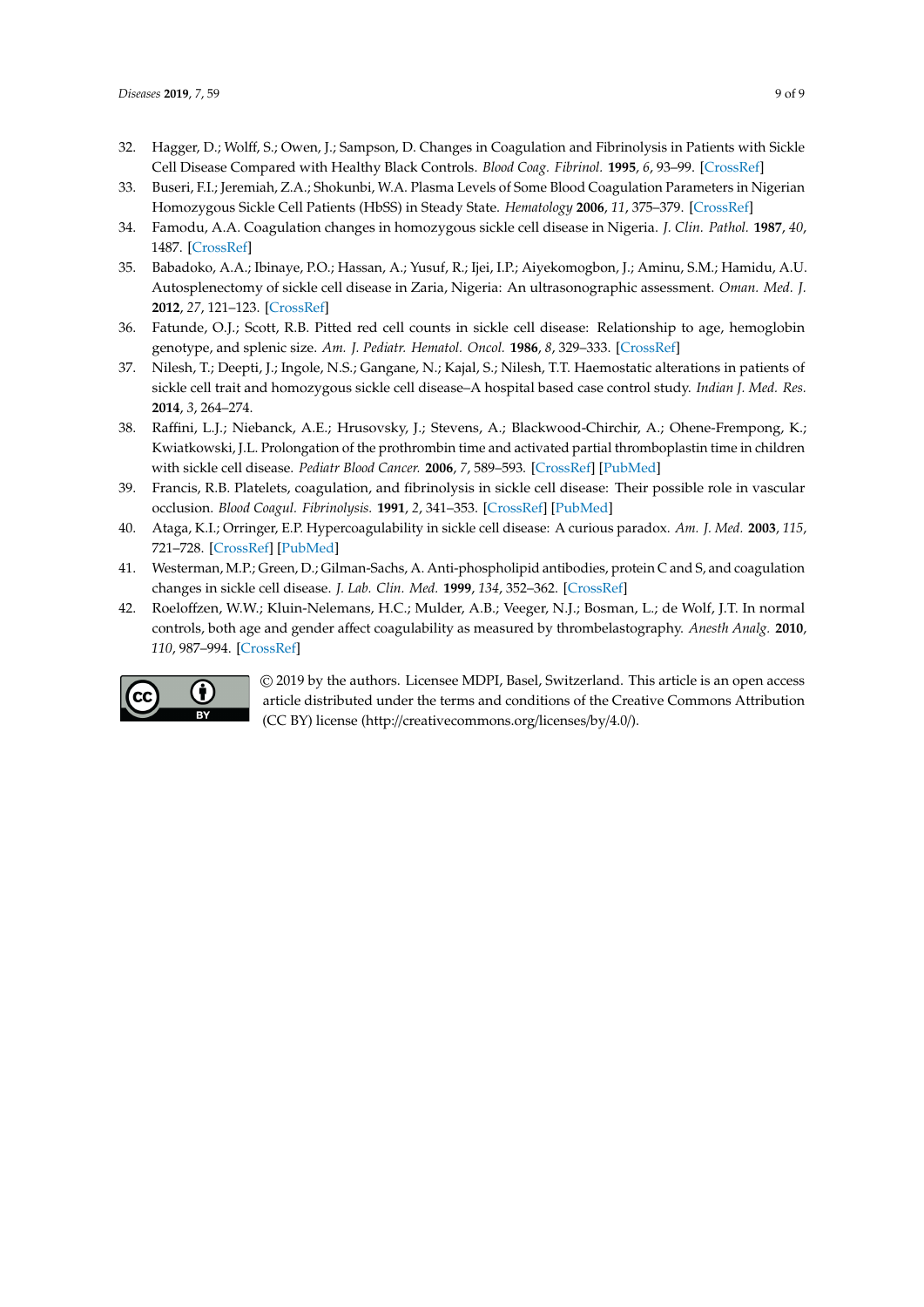32. Hagger, D.; Wolff, S.; Owen, J.; Sampson, D. Changes in Coagulation and Fibrinolysis in Patients with Sickle Cell Disease Compared with Healthy Black Controls. *Blood Coag. Fibrinol.* **1995**, *6*, 93–99. [CrossRef]
33. Buseri, F.I.; Jeremiah, Z.A.; Shokunbi, W.A. Plasma Levels of Some Blood Coagulation Parameters in Nigerian Homozygous Sickle Cell Patients (HbSS) in Steady State. *Hematology* **2006**, *11*, 375–379. [CrossRef]
34. Famodu, A.A. Coagulation changes in homozygous sickle cell disease in Nigeria. *J. Clin. Pathol.* **1987**, *40*, 1487. [CrossRef]
35. Babadoko, A.A.; Ibinaye, P.O.; Hassan, A.; Yusuf, R.; Ijei, I.P.; Aiyekomogbon, J.; Aminu, S.M.; Hamidu, A.U. Autosplenectomy of sickle cell disease in Zaria, Nigeria: An ultrasonographic assessment. *Oman. Med. J.* **2012**, *27*, 121–123. [CrossRef]
36. Fatunde, O.J.; Scott, R.B. Pitted red cell counts in sickle cell disease: Relationship to age, hemoglobin genotype, and splenic size. *Am. J. Pediatr. Hematol. Oncol.* **1986**, *8*, 329–333. [CrossRef]
37. Nilesh, T.; Deepti, J.; Ingole, N.S.; Gangane, N.; Kajal, S.; Nilesh, T.T. Haemostatic alterations in patients of sickle cell trait and homozygous sickle cell disease–A hospital based case control study. *Indian J. Med. Res.* **2014**, *3*, 264–274.
38. Raffini, L.J.; Niebanck, A.E.; Hrusovsky, J.; Stevens, A.; Blackwood-Chirchir, A.; Ohene-Frempong, K.; Kwiatkowski, J.L. Prolongation of the prothrombin time and activated partial thromboplastin time in children with sickle cell disease. *Pediatr Blood Cancer.* **2006**, *7*, 589–593. [CrossRef] [PubMed]
39. Francis, R.B. Platelets, coagulation, and fibrinolysis in sickle cell disease: Their possible role in vascular occlusion. *Blood Coagul. Fibrinolysis.* **1991**, *2*, 341–353. [CrossRef] [PubMed]
40. Ataga, K.I.; Orringer, E.P. Hypercoagulability in sickle cell disease: A curious paradox. *Am. J. Med.* **2003**, *115*, 721–728. [CrossRef] [PubMed]
41. Westerman, M.P.; Green, D.; Gilman-Sachs, A. Anti-phospholipid antibodies, protein C and S, and coagulation changes in sickle cell disease. *J. Lab. Clin. Med.* **1999**, *134*, 352–362. [CrossRef]
42. Roeloffzen, W.W.; Kluin-Nelemans, H.C.; Mulder, A.B.; Veeger, N.J.; Bosman, L.; de Wolf, J.T. In normal controls, both age and gender affect coagulability as measured by thrombelastography. *Anesth Analg.* **2010**, *110*, 987–994. [CrossRef]

© 2019 by the authors. Licensee MDPI, Basel, Switzerland. This article is an open access article distributed under the terms and conditions of the Creative Commons Attribution (CC BY) license (http://creativecommons.org/licenses/by/4.0/).